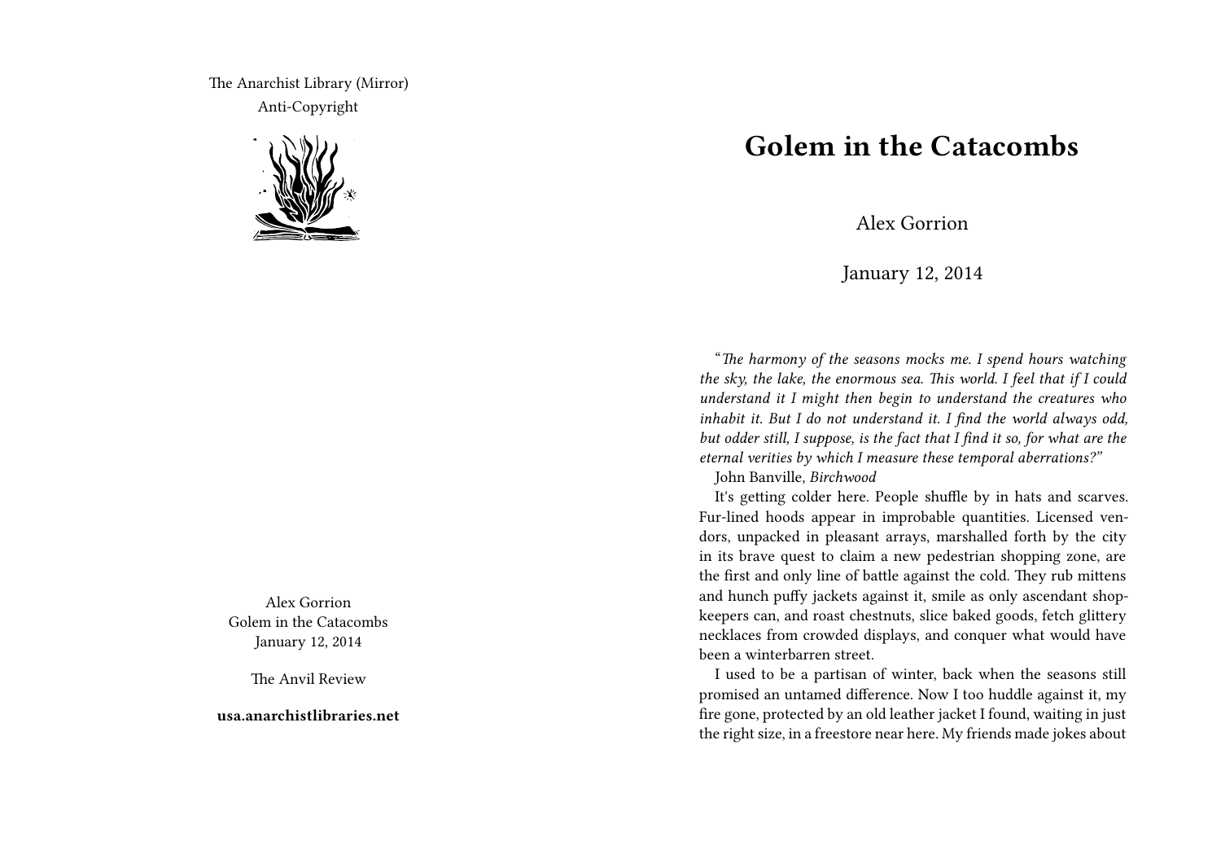The Anarchist Library (Mirror)
Anti-Copyright

Alex Gorrion
Golem in the Catacombs
January 12, 2014

The Anvil Review

**usa.anarchistlibraries.net**

# Golem in the Catacombs

Alex Gorrion

January 12, 2014

"*The harmony of the seasons mocks me. I spend hours watching the sky, the lake, the enormous sea. This world. I feel that if I could understand it I might then begin to understand the creatures who inhabit it. But I do not understand it. I find the world always odd, but odder still, I suppose, is the fact that I find it so, for what are the eternal verities by which I measure these temporal aberrations?*"

John Banville, *Birchwood*

It's getting colder here. People shuffle by in hats and scarves. Fur-lined hoods appear in improbable quantities. Licensed vendors, unpacked in pleasant arrays, marshalled forth by the city in its brave quest to claim a new pedestrian shopping zone, are the first and only line of battle against the cold. They rub mittens and hunch puffy jackets against it, smile as only ascendant shopkeepers can, and roast chestnuts, slice baked goods, fetch glittery necklaces from crowded displays, and conquer what would have been a winterbarren street.

I used to be a partisan of winter, back when the seasons still promised an untamed difference. Now I too huddle against it, my fire gone, protected by an old leather jacket I found, waiting in just the right size, in a freestore near here. My friends made jokes about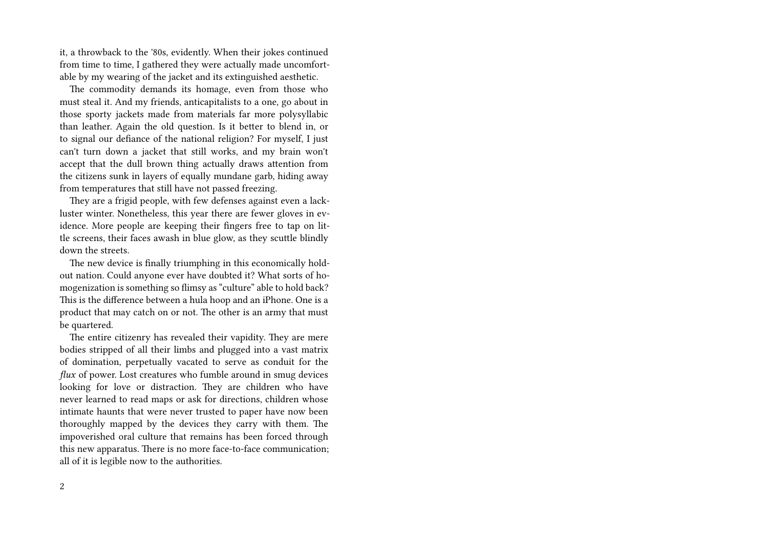it, a throwback to the '80s, evidently. When their jokes continued from time to time, I gathered they were actually made uncomfortable by my wearing of the jacket and its extinguished aesthetic.

The commodity demands its homage, even from those who must steal it. And my friends, anticapitalists to a one, go about in those sporty jackets made from materials far more polysyllabic than leather. Again the old question. Is it better to blend in, or to signal our defiance of the national religion? For myself, I just can't turn down a jacket that still works, and my brain won't accept that the dull brown thing actually draws attention from the citizens sunk in layers of equally mundane garb, hiding away from temperatures that still have not passed freezing.

They are a frigid people, with few defenses against even a lackluster winter. Nonetheless, this year there are fewer gloves in evidence. More people are keeping their fingers free to tap on little screens, their faces awash in blue glow, as they scuttle blindly down the streets.

The new device is finally triumphing in this economically holdout nation. Could anyone ever have doubted it? What sorts of homogenization is something so flimsy as "culture" able to hold back? This is the difference between a hula hoop and an iPhone. One is a product that may catch on or not. The other is an army that must be quartered.

The entire citizenry has revealed their vapidity. They are mere bodies stripped of all their limbs and plugged into a vast matrix of domination, perpetually vacated to serve as conduit for the *flux* of power. Lost creatures who fumble around in smug devices looking for love or distraction. They are children who have never learned to read maps or ask for directions, children whose intimate haunts that were never trusted to paper have now been thoroughly mapped by the devices they carry with them. The impoverished oral culture that remains has been forced through this new apparatus. There is no more face-to-face communication; all of it is legible now to the authorities.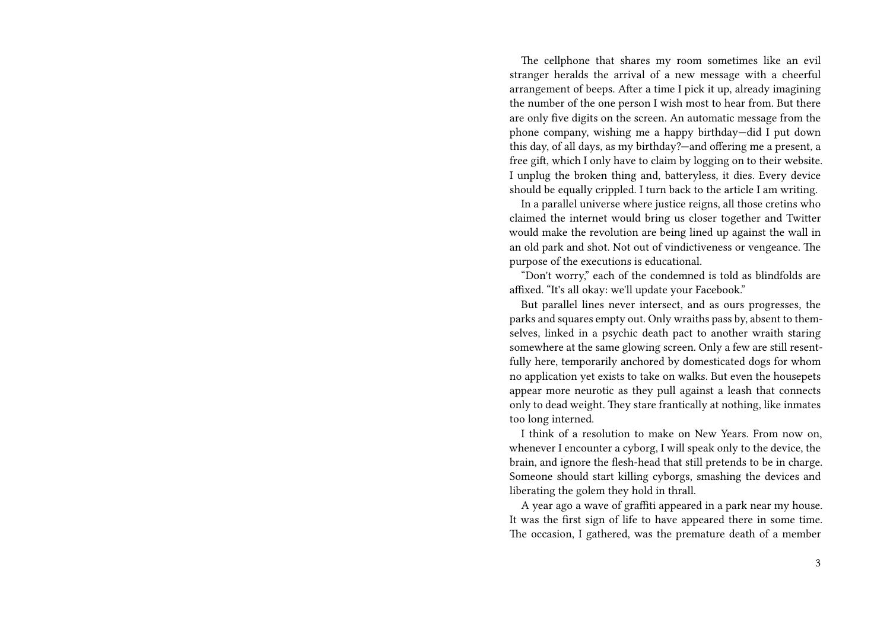The cellphone that shares my room sometimes like an evil stranger heralds the arrival of a new message with a cheerful arrangement of beeps. After a time I pick it up, already imagining the number of the one person I wish most to hear from. But there are only five digits on the screen. An automatic message from the phone company, wishing me a happy birthday—did I put down this day, of all days, as my birthday?—and offering me a present, a free gift, which I only have to claim by logging on to their website. I unplug the broken thing and, batteryless, it dies. Every device should be equally crippled. I turn back to the article I am writing.

In a parallel universe where justice reigns, all those cretins who claimed the internet would bring us closer together and Twitter would make the revolution are being lined up against the wall in an old park and shot. Not out of vindictiveness or vengeance. The purpose of the executions is educational.

"Don't worry," each of the condemned is told as blindfolds are affixed. "It's all okay: we'll update your Facebook."

But parallel lines never intersect, and as ours progresses, the parks and squares empty out. Only wraiths pass by, absent to themselves, linked in a psychic death pact to another wraith staring somewhere at the same glowing screen. Only a few are still resentfully here, temporarily anchored by domesticated dogs for whom no application yet exists to take on walks. But even the housepets appear more neurotic as they pull against a leash that connects only to dead weight. They stare frantically at nothing, like inmates too long interned.

I think of a resolution to make on New Years. From now on, whenever I encounter a cyborg, I will speak only to the device, the brain, and ignore the flesh-head that still pretends to be in charge. Someone should start killing cyborgs, smashing the devices and liberating the golem they hold in thrall.

A year ago a wave of graffiti appeared in a park near my house. It was the first sign of life to have appeared there in some time. The occasion, I gathered, was the premature death of a member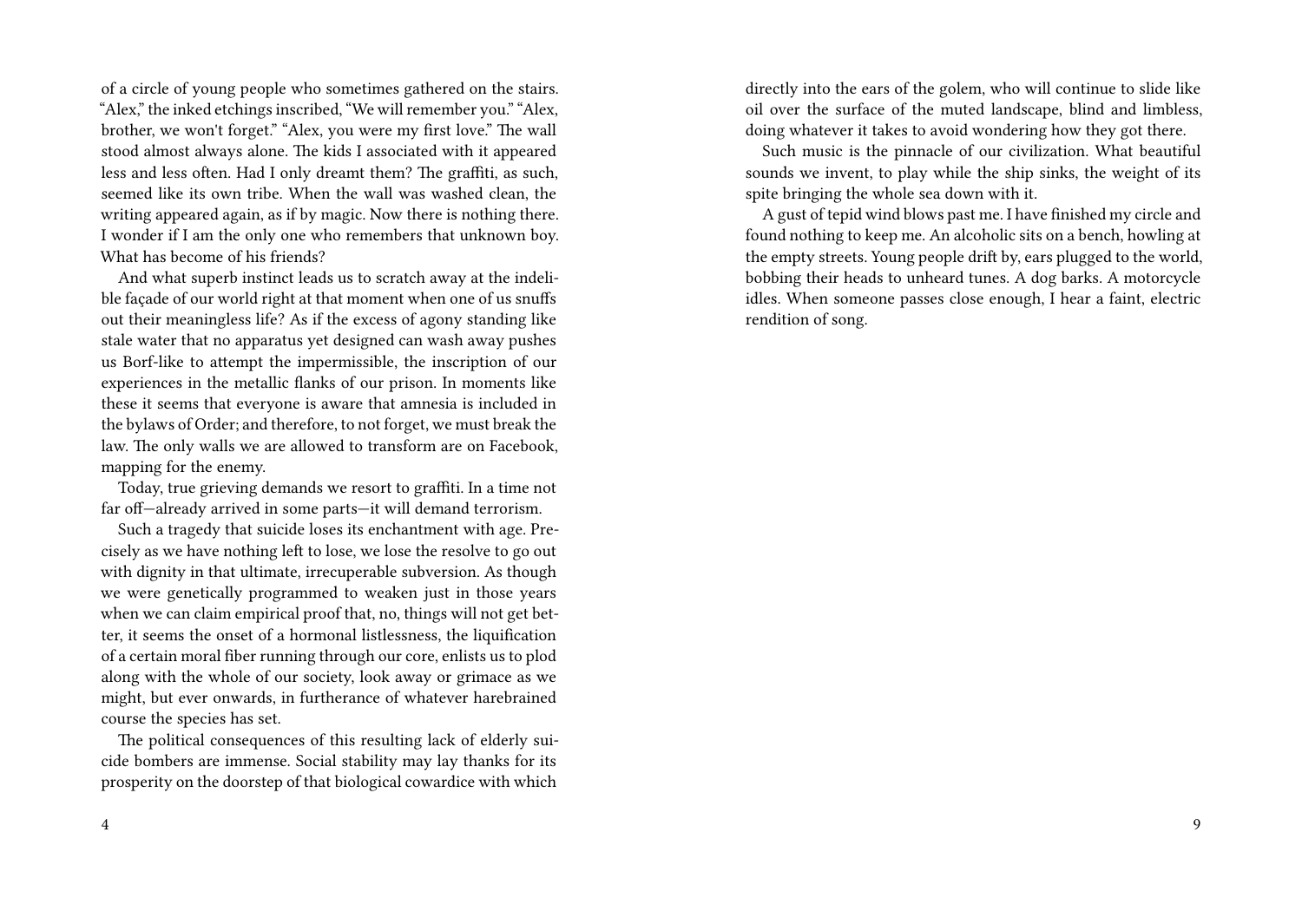of a circle of young people who sometimes gathered on the stairs. "Alex," the inked etchings inscribed, "We will remember you." "Alex, brother, we won't forget." "Alex, you were my first love." The wall stood almost always alone. The kids I associated with it appeared less and less often. Had I only dreamt them? The graffiti, as such, seemed like its own tribe. When the wall was washed clean, the writing appeared again, as if by magic. Now there is nothing there. I wonder if I am the only one who remembers that unknown boy. What has become of his friends?

And what superb instinct leads us to scratch away at the indelible façade of our world right at that moment when one of us snuffs out their meaningless life? As if the excess of agony standing like stale water that no apparatus yet designed can wash away pushes us Borf-like to attempt the impermissible, the inscription of our experiences in the metallic flanks of our prison. In moments like these it seems that everyone is aware that amnesia is included in the bylaws of Order; and therefore, to not forget, we must break the law. The only walls we are allowed to transform are on Facebook, mapping for the enemy.

Today, true grieving demands we resort to graffiti. In a time not far off—already arrived in some parts—it will demand terrorism.

Such a tragedy that suicide loses its enchantment with age. Precisely as we have nothing left to lose, we lose the resolve to go out with dignity in that ultimate, irrecuperable subversion. As though we were genetically programmed to weaken just in those years when we can claim empirical proof that, no, things will not get better, it seems the onset of a hormonal listlessness, the liquification of a certain moral fiber running through our core, enlists us to plod along with the whole of our society, look away or grimace as we might, but ever onwards, in furtherance of whatever harebrained course the species has set.

The political consequences of this resulting lack of elderly suicide bombers are immense. Social stability may lay thanks for its prosperity on the doorstep of that biological cowardice with which

directly into the ears of the golem, who will continue to slide like oil over the surface of the muted landscape, blind and limbless, doing whatever it takes to avoid wondering how they got there.

Such music is the pinnacle of our civilization. What beautiful sounds we invent, to play while the ship sinks, the weight of its spite bringing the whole sea down with it.

A gust of tepid wind blows past me. I have finished my circle and found nothing to keep me. An alcoholic sits on a bench, howling at the empty streets. Young people drift by, ears plugged to the world, bobbing their heads to unheard tunes. A dog barks. A motorcycle idles. When someone passes close enough, I hear a faint, electric rendition of song.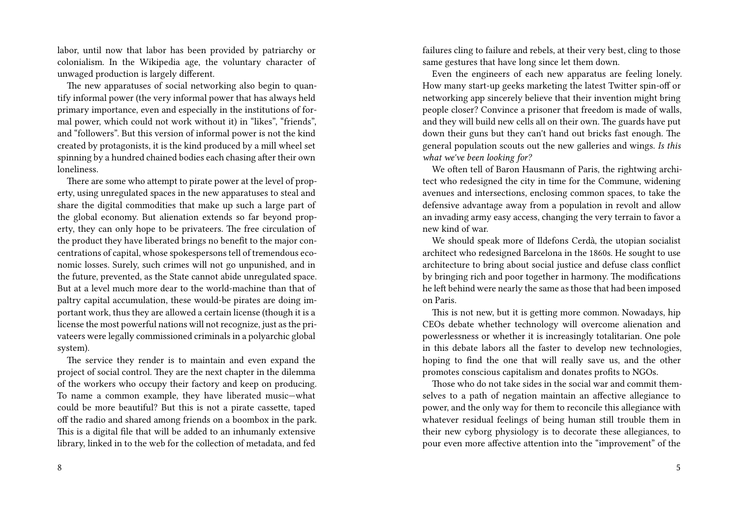labor, until now that labor has been provided by patriarchy or colonialism. In the Wikipedia age, the voluntary character of unwaged production is largely different.

The new apparatuses of social networking also begin to quantify informal power (the very informal power that has always held primary importance, even and especially in the institutions of formal power, which could not work without it) in "likes", "friends", and "followers". But this version of informal power is not the kind created by protagonists, it is the kind produced by a mill wheel set spinning by a hundred chained bodies each chasing after their own loneliness.

There are some who attempt to pirate power at the level of property, using unregulated spaces in the new apparatuses to steal and share the digital commodities that make up such a large part of the global economy. But alienation extends so far beyond property, they can only hope to be privateers. The free circulation of the product they have liberated brings no benefit to the major concentrations of capital, whose spokespersons tell of tremendous economic losses. Surely, such crimes will not go unpunished, and in the future, prevented, as the State cannot abide unregulated space. But at a level much more dear to the world-machine than that of paltry capital accumulation, these would-be pirates are doing important work, thus they are allowed a certain license (though it is a license the most powerful nations will not recognize, just as the privateers were legally commissioned criminals in a polyarchic global system).

The service they render is to maintain and even expand the project of social control. They are the next chapter in the dilemma of the workers who occupy their factory and keep on producing. To name a common example, they have liberated music—what could be more beautiful? But this is not a pirate cassette, taped off the radio and shared among friends on a boombox in the park. This is a digital file that will be added to an inhumanly extensive library, linked in to the web for the collection of metadata, and fed

failures cling to failure and rebels, at their very best, cling to those same gestures that have long since let them down.

Even the engineers of each new apparatus are feeling lonely. How many start-up geeks marketing the latest Twitter spin-off or networking app sincerely believe that their invention might bring people closer? Convince a prisoner that freedom is made of walls, and they will build new cells all on their own. The guards have put down their guns but they can't hand out bricks fast enough. The general population scouts out the new galleries and wings. *Is this what we've been looking for?*

We often tell of Baron Hausmann of Paris, the rightwing architect who redesigned the city in time for the Commune, widening avenues and intersections, enclosing common spaces, to take the defensive advantage away from a population in revolt and allow an invading army easy access, changing the very terrain to favor a new kind of war.

We should speak more of Ildefons Cerdà, the utopian socialist architect who redesigned Barcelona in the 1860s. He sought to use architecture to bring about social justice and defuse class conflict by bringing rich and poor together in harmony. The modifications he left behind were nearly the same as those that had been imposed on Paris.

This is not new, but it is getting more common. Nowadays, hip CEOs debate whether technology will overcome alienation and powerlessness or whether it is increasingly totalitarian. One pole in this debate labors all the faster to develop new technologies, hoping to find the one that will really save us, and the other promotes conscious capitalism and donates profits to NGOs.

Those who do not take sides in the social war and commit themselves to a path of negation maintain an affective allegiance to power, and the only way for them to reconcile this allegiance with whatever residual feelings of being human still trouble them in their new cyborg physiology is to decorate these allegiances, to pour even more affective attention into the "improvement" of the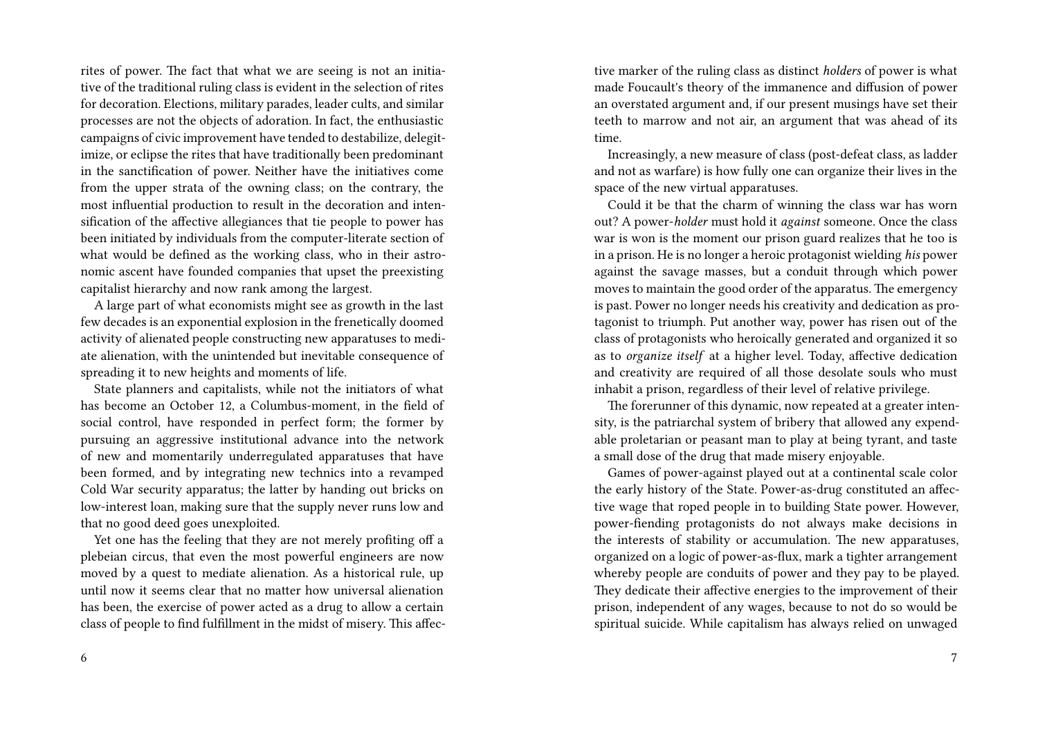rites of power. The fact that what we are seeing is not an initiative of the traditional ruling class is evident in the selection of rites for decoration. Elections, military parades, leader cults, and similar processes are not the objects of adoration. In fact, the enthusiastic campaigns of civic improvement have tended to destabilize, delegitimize, or eclipse the rites that have traditionally been predominant in the sanctification of power. Neither have the initiatives come from the upper strata of the owning class; on the contrary, the most influential production to result in the decoration and intensification of the affective allegiances that tie people to power has been initiated by individuals from the computer-literate section of what would be defined as the working class, who in their astronomic ascent have founded companies that upset the preexisting capitalist hierarchy and now rank among the largest.

A large part of what economists might see as growth in the last few decades is an exponential explosion in the frenetically doomed activity of alienated people constructing new apparatuses to mediate alienation, with the unintended but inevitable consequence of spreading it to new heights and moments of life.

State planners and capitalists, while not the initiators of what has become an October 12, a Columbus-moment, in the field of social control, have responded in perfect form; the former by pursuing an aggressive institutional advance into the network of new and momentarily underregulated apparatuses that have been formed, and by integrating new technics into a revamped Cold War security apparatus; the latter by handing out bricks on low-interest loan, making sure that the supply never runs low and that no good deed goes unexploited.

Yet one has the feeling that they are not merely profiting off a plebeian circus, that even the most powerful engineers are now moved by a quest to mediate alienation. As a historical rule, up until now it seems clear that no matter how universal alienation has been, the exercise of power acted as a drug to allow a certain class of people to find fulfillment in the midst of misery. This affective marker of the ruling class as distinct *holders* of power is what made Foucault's theory of the immanence and diffusion of power an overstated argument and, if our present musings have set their teeth to marrow and not air, an argument that was ahead of its time.

Increasingly, a new measure of class (post-defeat class, as ladder and not as warfare) is how fully one can organize their lives in the space of the new virtual apparatuses.

Could it be that the charm of winning the class war has worn out? A power-*holder* must hold it *against* someone. Once the class war is won is the moment our prison guard realizes that he too is in a prison. He is no longer a heroic protagonist wielding *his* power against the savage masses, but a conduit through which power moves to maintain the good order of the apparatus. The emergency is past. Power no longer needs his creativity and dedication as protagonist to triumph. Put another way, power has risen out of the class of protagonists who heroically generated and organized it so as to *organize itself* at a higher level. Today, affective dedication and creativity are required of all those desolate souls who must inhabit a prison, regardless of their level of relative privilege.

The forerunner of this dynamic, now repeated at a greater intensity, is the patriarchal system of bribery that allowed any expendable proletarian or peasant man to play at being tyrant, and taste a small dose of the drug that made misery enjoyable.

Games of power-against played out at a continental scale color the early history of the State. Power-as-drug constituted an affective wage that roped people in to building State power. However, power-fiending protagonists do not always make decisions in the interests of stability or accumulation. The new apparatuses, organized on a logic of power-as-flux, mark a tighter arrangement whereby people are conduits of power and they pay to be played. They dedicate their affective energies to the improvement of their prison, independent of any wages, because to not do so would be spiritual suicide. While capitalism has always relied on unwaged